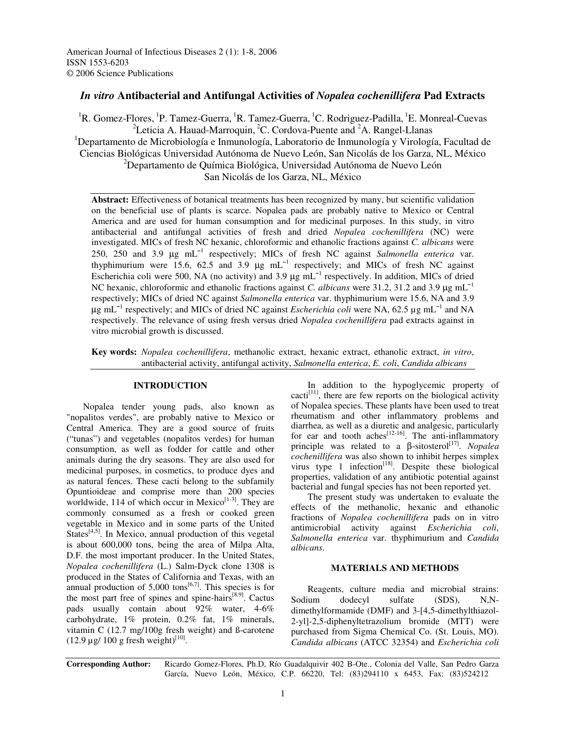American Journal of Infectious Diseases 2 (1): 1-8, 2006
ISSN 1553-6203
© 2006 Science Publications

# *In vitro* Antibacterial and Antifungal Activities of *Nopalea cochenillifera* Pad Extracts

[1]R. Gomez-Flores, [1]P. Tamez-Guerra, [1]R. Tamez-Guerra, [1]C. Rodriguez-Padilla, [1]E. Monreal-Cuevas
[2]Leticia A. Hauad-Marroquin, [2]C. Cordova-Puente and [2]A. Rangel-Llanas

[1]Departamento de Microbiología e Inmunología, Laboratorio de Inmunología y Virología, Facultad de Ciencias Biológicas Universidad Autónoma de Nuevo León, San Nicolás de los Garza, NL, México
[2]Departamento de Química Biológica, Universidad Autónoma de Nuevo León
San Nicolás de los Garza, NL, México

**Abstract:** Effectiveness of botanical treatments has been recognized by many, but scientific validation on the beneficial use of plants is scarce. Nopalea pads are probably native to Mexico or Central America and are used for human consumption and for medicinal purposes. In this study, in vitro antibacterial and antifungal activities of fresh and dried *Nopalea cochenillifera* (NC) were investigated. MICs of fresh NC hexanic, chloroformic and ethanolic fractions against *C. albicans* were 250, 250 and 3.9 μg mL$^{-1}$ respectively; MICs of fresh NC against *Salmonella enterica* var. thyphimurium were 15.6, 62.5 and 3.9 μg mL$^{-1}$ respectively; and MICs of fresh NC against Escherichia coli were 500, NA (no activity) and 3.9 μg mL$^{-1}$ respectively. In addition, MICs of dried NC hexanic, chloroformic and ethanolic fractions against *C. albicans* were 31.2, 31.2 and 3.9 μg mL$^{-1}$ respectively; MICs of dried NC against *Salmonella enterica* var. thyphimurium were 15.6, NA and 3.9 μg mL$^{-1}$ respectively; and MICs of dried NC against *Escherichia coli* were NA, 62.5 μg mL$^{-1}$ and NA respectively. The relevance of using fresh versus dried *Nopalea cochenillifera* pad extracts against in vitro microbial growth is discussed.

**Key words:** *Nopalea cochenillifera*, methanolic extract, hexanic extract, ethanolic extract, *in vitro*, antibacterial activity, antifungal activity, *Salmonella enterica*, *E. coli*, *Candida albicans*

## INTRODUCTION

Nopalea tender young pads, also known as "nopalitos verdes", are probably native to Mexico or Central America. They are a good source of fruits ("tunas") and vegetables (nopalitos verdes) for human consumption, as well as fodder for cattle and other animals during the dry seasons. They are also used for medicinal purposes, in cosmetics, to produce dyes and as natural fences. These cacti belong to the subfamily Opuntioideae and comprise more than 200 species worldwide, 114 of which occur in Mexico[1-3]. They are commonly consumed as a fresh or cooked green vegetable in Mexico and in some parts of the United States[4,5]. In Mexico, annual production of this vegetal is about 600,000 tons, being the area of Milpa Alta, D.F. the most important producer. In the United States, *Nopalea cochenillifera* (L.) Salm-Dyck clone 1308 is produced in the States of California and Texas, with an annual production of 5,000 tons[6,7]. This species is for the most part free of spines and spine-hairs[8,9]. Cactus pads usually contain about 92% water, 4-6% carbohydrate, 1% protein, 0.2% fat, 1% minerals, vitamin C (12.7 mg/100g fresh weight) and ß-carotene (12.9 μg/ 100 g fresh weight)[10].

In addition to the hypoglycemic property of cacti[11], there are few reports on the biological activity of Nopalea species. These plants have been used to treat rheumatism and other inflammatory problems and diarrhea, as well as a diuretic and analgesic, particularly for ear and tooth aches[12-16]. The anti-inflammatory principle was related to a β-sitosterol[17]. *Nopalea cochenillifera* was also shown to inhibit herpes simplex virus type 1 infection[18]. Despite these biological properties, validation of any antibiotic potential against bacterial and fungal species has not been reported yet.

The present study was undertaken to evaluate the effects of the methanolic, hexanic and ethanolic fractions of *Nopalea cochenillifera* pads on in vitro antimicrobial activity against *Escherichia coli*, *Salmonella enterica* var. thyphimurium and *Candida albicans*.

## MATERIALS AND METHODS

Reagents, culture media and microbial strains: Sodium dodecyl sulfate (SDS), N,N-dimethylformamide (DMF) and 3-[4,5-dimethylthiazol-2-yl]-2,5-diphenyltetrazolium bromide (MTT) were purchased from Sigma Chemical Co. (St. Louis, MO). *Candida albicans* (ATCC 32354) and *Escherichia coli*

**Corresponding Author:** Ricardo Gomez-Flores, Ph.D, Río Guadalquivir 402 B-Ote., Colonia del Valle, San Pedro Garza García, Nuevo León, México, C.P. 66220, Tel: (83)294110 x 6453, Fax: (83)524212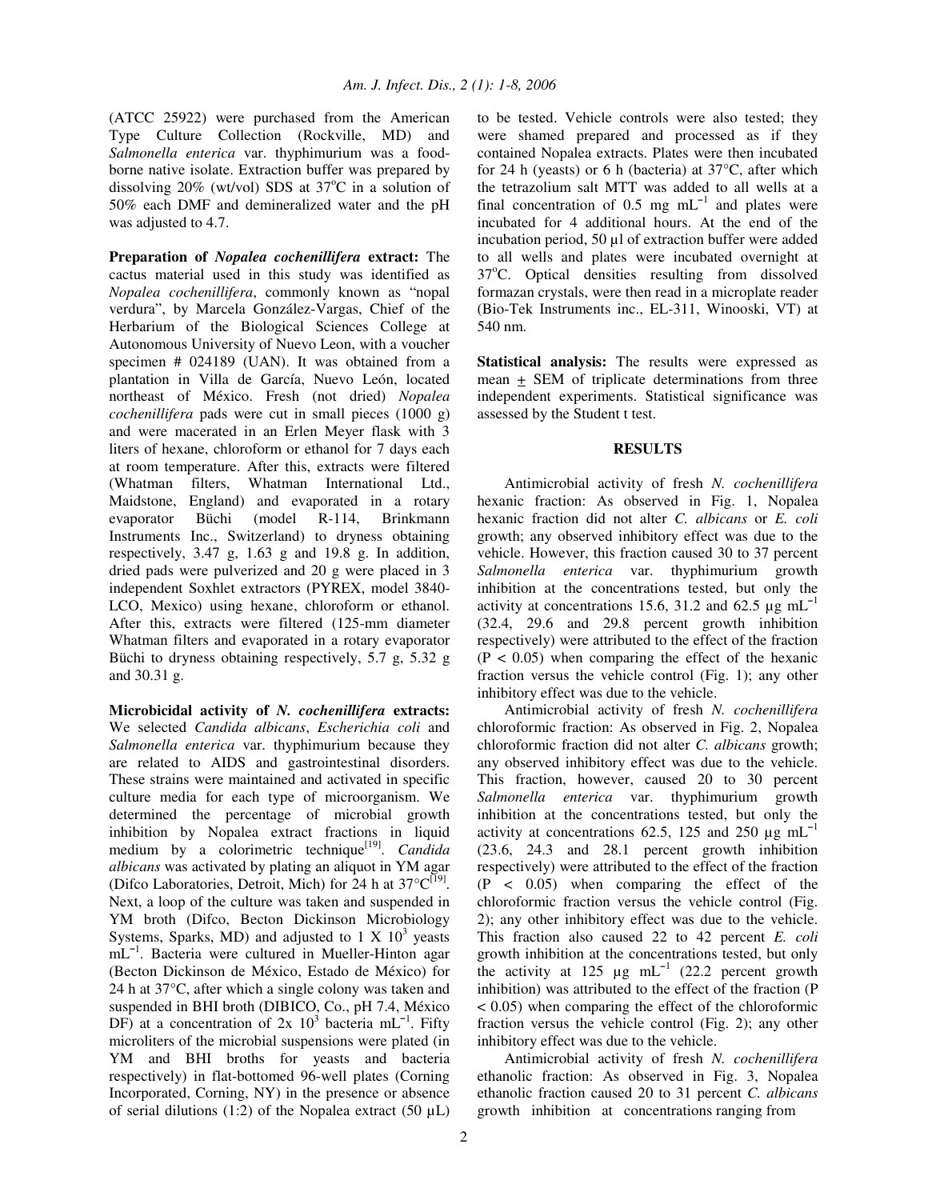(ATCC 25922) were purchased from the American Type Culture Collection (Rockville, MD) and *Salmonella enterica* var. thyphimurium was a food-borne native isolate. Extraction buffer was prepared by dissolving 20% (wt/vol) SDS at 37°C in a solution of 50% each DMF and demineralized water and the pH was adjusted to 4.7.

**Preparation of *Nopalea cochenillifera* extract:** The cactus material used in this study was identified as *Nopalea cochenillifera*, commonly known as "nopal verdura", by Marcela González-Vargas, Chief of the Herbarium of the Biological Sciences College at Autonomous University of Nuevo Leon, with a voucher specimen # 024189 (UAN). It was obtained from a plantation in Villa de García, Nuevo León, located northeast of México. Fresh (not dried) *Nopalea cochenillifera* pads were cut in small pieces (1000 g) and were macerated in an Erlen Meyer flask with 3 liters of hexane, chloroform or ethanol for 7 days each at room temperature. After this, extracts were filtered (Whatman filters, Whatman International Ltd., Maidstone, England) and evaporated in a rotary evaporator Büchi (model R-114, Brinkmann Instruments Inc., Switzerland) to dryness obtaining respectively, 3.47 g, 1.63 g and 19.8 g. In addition, dried pads were pulverized and 20 g were placed in 3 independent Soxhlet extractors (PYREX, model 3840-LCO, Mexico) using hexane, chloroform or ethanol. After this, extracts were filtered (125-mm diameter Whatman filters and evaporated in a rotary evaporator Büchi to dryness obtaining respectively, 5.7 g, 5.32 g and 30.31 g.

**Microbicidal activity of *N. cochenillifera* extracts:** We selected *Candida albicans*, *Escherichia coli* and *Salmonella enterica* var. thyphimurium because they are related to AIDS and gastrointestinal disorders. These strains were maintained and activated in specific culture media for each type of microorganism. We determined the percentage of microbial growth inhibition by Nopalea extract fractions in liquid medium by a colorimetric technique[19]. *Candida albicans* was activated by plating an aliquot in YM agar (Difco Laboratories, Detroit, Mich) for 24 h at 37°C[19]. Next, a loop of the culture was taken and suspended in YM broth (Difco, Becton Dickinson Microbiology Systems, Sparks, MD) and adjusted to $1 \times 10^3$ yeasts $mL^{-1}$. Bacteria were cultured in Mueller-Hinton agar (Becton Dickinson de México, Estado de México) for 24 h at 37°C, after which a single colony was taken and suspended in BHI broth (DIBICO, Co., pH 7.4, México DF) at a concentration of $2 \times 10^3$ bacteria $mL^{-1}$. Fifty microliters of the microbial suspensions were plated (in YM and BHI broths for yeasts and bacteria respectively) in flat-bottomed 96-well plates (Corning Incorporated, Corning, NY) in the presence or absence of serial dilutions (1:2) of the Nopalea extract (50 µL) to be tested. Vehicle controls were also tested; they were shamed prepared and processed as if they contained Nopalea extracts. Plates were then incubated for 24 h (yeasts) or 6 h (bacteria) at 37°C, after which the tetrazolium salt MTT was added to all wells at a final concentration of 0.5 mg $mL^{-1}$ and plates were incubated for 4 additional hours. At the end of the incubation period, 50 µl of extraction buffer were added to all wells and plates were incubated overnight at 37°C. Optical densities resulting from dissolved formazan crystals, were then read in a microplate reader (Bio-Tek Instruments inc., EL-311, Winooski, VT) at 540 nm.

**Statistical analysis:** The results were expressed as mean ± SEM of triplicate determinations from three independent experiments. Statistical significance was assessed by the Student t test.

## RESULTS

Antimicrobial activity of fresh *N. cochenillifera* hexanic fraction: As observed in Fig. 1, Nopalea hexanic fraction did not alter *C. albicans* or *E. coli* growth; any observed inhibitory effect was due to the vehicle. However, this fraction caused 30 to 37 percent *Salmonella enterica* var. thyphimurium growth inhibition at the concentrations tested, but only the activity at concentrations 15.6, 31.2 and 62.5 µg $mL^{-1}$ (32.4, 29.6 and 29.8 percent growth inhibition respectively) were attributed to the effect of the fraction ($P < 0.05$) when comparing the effect of the hexanic fraction versus the vehicle control (Fig. 1); any other inhibitory effect was due to the vehicle.

Antimicrobial activity of fresh *N. cochenillifera* chloroformic fraction: As observed in Fig. 2, Nopalea chloroformic fraction did not alter *C. albicans* growth; any observed inhibitory effect was due to the vehicle. This fraction, however, caused 20 to 30 percent *Salmonella enterica* var. thyphimurium growth inhibition at the concentrations tested, but only the activity at concentrations 62.5, 125 and 250 µg $mL^{-1}$ (23.6, 24.3 and 28.1 percent growth inhibition respectively) were attributed to the effect of the fraction ($P < 0.05$) when comparing the effect of the chloroformic fraction versus the vehicle control (Fig. 2); any other inhibitory effect was due to the vehicle. This fraction also caused 22 to 42 percent *E. coli* growth inhibition at the concentrations tested, but only the activity at 125 µg $mL^{-1}$ (22.2 percent growth inhibition) was attributed to the effect of the fraction ($P < 0.05$) when comparing the effect of the chloroformic fraction versus the vehicle control (Fig. 2); any other inhibitory effect was due to the vehicle.

Antimicrobial activity of fresh *N. cochenillifera* ethanolic fraction: As observed in Fig. 3, Nopalea ethanolic fraction caused 20 to 31 percent *C. albicans* growth inhibition at concentrations ranging from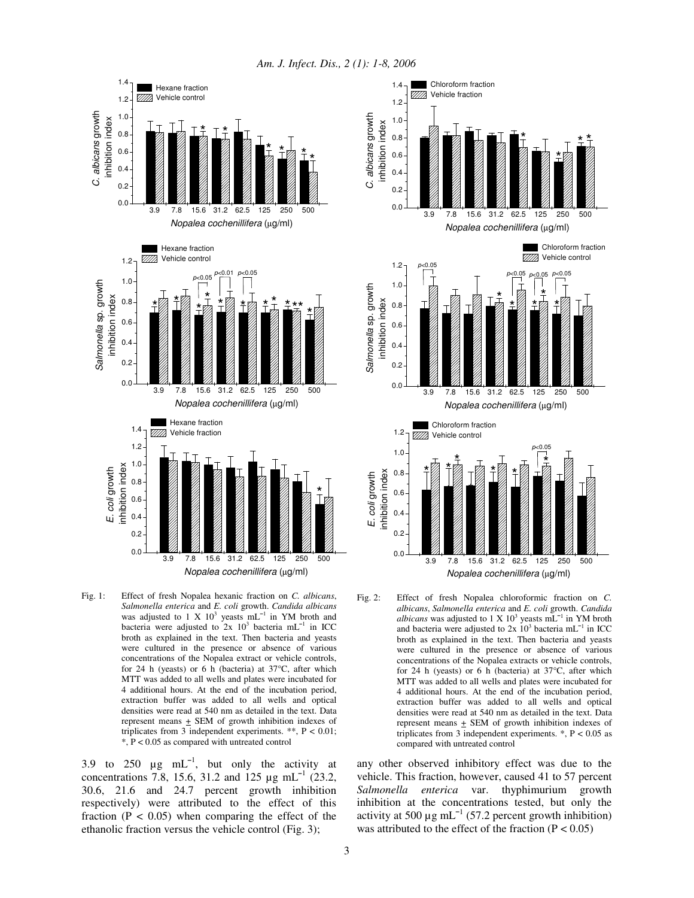Fig. 1: Effect of fresh Nopalea hexanic fraction on *C. albicans*, *Salmonella enterica* and *E. coli* growth. *Candida albicans* was adjusted to 1 X $10^3$ yeasts $mL^{-1}$ in YM broth and bacteria were adjusted to 2x $10^3$ bacteria $mL^{-1}$ in ICC broth as explained in the text. Then bacteria and yeasts were cultured in the presence or absence of various concentrations of the Nopalea extract or vehicle controls, for 24 h (yeasts) or 6 h (bacteria) at 37°C, after which MTT was added to all wells and plates were incubated for 4 additional hours. At the end of the incubation period, extraction buffer was added to all wells and optical densities were read at 540 nm as detailed in the text. Data represent means ± SEM of growth inhibition indexes of triplicates from 3 independent experiments. **, $P < 0.01$; *, $P < 0.05$ as compared with untreated control

Fig. 2: Effect of fresh Nopalea chloroformic fraction on *C. albicans*, *Salmonella enterica* and *E. coli* growth. *Candida albicans* was adjusted to 1 X $10^3$ yeasts $mL^{-1}$ in YM broth and bacteria were adjusted to 2x $10^3$ bacteria $mL^{-1}$ in ICC broth as explained in the text. Then bacteria and yeasts were cultured in the presence or absence of various concentrations of the Nopalea extracts or vehicle controls, for 24 h (yeasts) or 6 h (bacteria) at 37°C, after which MTT was added to all wells and plates were incubated for 4 additional hours. At the end of the incubation period, extraction buffer was added to all wells and optical densities were read at 540 nm as detailed in the text. Data represent means ± SEM of growth inhibition indexes of triplicates from 3 independent experiments. *, $P < 0.05$ as compared with untreated control

3.9 to 250 µg $mL^{-1}$, but only the activity at concentrations 7.8, 15.6, 31.2 and 125 µg $mL^{-1}$ (23.2, 30.6, 21.6 and 24.7 percent growth inhibition respectively) were attributed to the effect of this fraction ($P < 0.05$) when comparing the effect of the ethanolic fraction versus the vehicle control (Fig. 3); any other observed inhibitory effect was due to the vehicle. This fraction, however, caused 41 to 57 percent *Salmonella enterica* var. thyphimurium growth inhibition at the concentrations tested, but only the activity at 500 µg $mL^{-1}$ (57.2 percent growth inhibition) was attributed to the effect of the fraction ($P < 0.05$)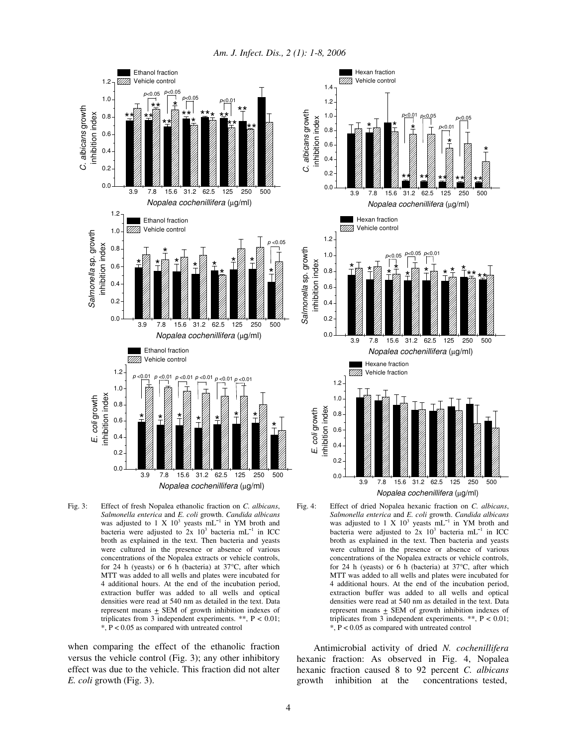Fig. 3: Effect of fresh Nopalea ethanolic fraction on *C. albicans*, *Salmonella enterica* and *E. coli* growth. *Candida albicans* was adjusted to 1 X $10^3$ yeasts $mL^{-1}$ in YM broth and bacteria were adjusted to 2x $10^3$ bacteria $mL^{-1}$ in ICC broth as explained in the text. Then bacteria and yeasts were cultured in the presence or absence of various concentrations of the Nopalea extracts or vehicle controls, for 24 h (yeasts) or 6 h (bacteria) at 37°C, after which MTT was added to all wells and plates were incubated for 4 additional hours. At the end of the incubation period, extraction buffer was added to all wells and optical densities were read at 540 nm as detailed in the text. Data represent means ± SEM of growth inhibition indexes of triplicates from 3 independent experiments. **, $P < 0.01$; *, $P < 0.05$ as compared with untreated control

Fig. 4: Effect of dried Nopalea hexanic fraction on *C. albicans*, *Salmonella enterica* and *E. coli* growth. *Candida albicans* was adjusted to 1 X $10^3$ yeasts $mL^{-1}$ in YM broth and bacteria were adjusted to 2x $10^3$ bacteria $mL^{-1}$ in ICC broth as explained in the text. Then bacteria and yeasts were cultured in the presence or absence of various concentrations of the Nopalea extracts or vehicle controls, for 24 h (yeasts) or 6 h (bacteria) at 37°C, after which MTT was added to all wells and plates were incubated for 4 additional hours. At the end of the incubation period, extraction buffer was added to all wells and optical densities were read at 540 nm as detailed in the text. Data represent means ± SEM of growth inhibition indexes of triplicates from 3 independent experiments. **, $P < 0.01$; *, $P < 0.05$ as compared with untreated control

when comparing the effect of the ethanolic fraction versus the vehicle control (Fig. 3); any other inhibitory effect was due to the vehicle. This fraction did not alter *E. coli* growth (Fig. 3).

Antimicrobial activity of dried *N. cochenillifera* hexanic fraction: As observed in Fig. 4, Nopalea hexanic fraction caused 8 to 92 percent *C. albicans* growth inhibition at the concentrations tested,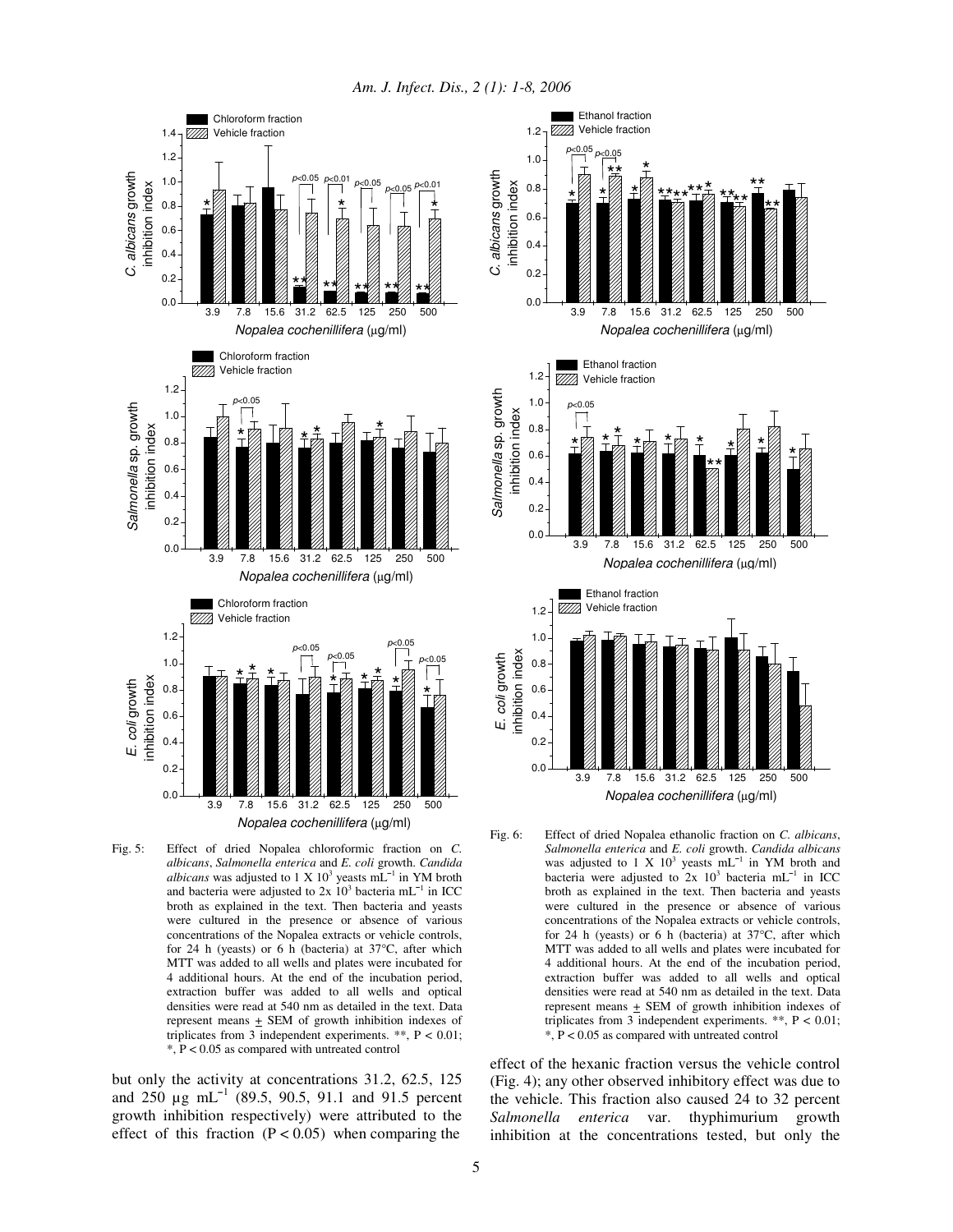Fig. 5: Effect of dried Nopalea chloroformic fraction on *C. albicans*, *Salmonella enterica* and *E. coli* growth. *Candida albicans* was adjusted to 1 X $10^3$ yeasts $mL^{-1}$ in YM broth and bacteria were adjusted to 2x $10^3$ bacteria $mL^{-1}$ in ICC broth as explained in the text. Then bacteria and yeasts were cultured in the presence or absence of various concentrations of the Nopalea extracts or vehicle controls, for 24 h (yeasts) or 6 h (bacteria) at 37°C, after which MTT was added to all wells and plates were incubated for 4 additional hours. At the end of the incubation period, extraction buffer was added to all wells and optical densities were read at 540 nm as detailed in the text. Data represent means ± SEM of growth inhibition indexes of triplicates from 3 independent experiments. **, $P < 0.01$; *, $P < 0.05$ as compared with untreated control

Fig. 6: Effect of dried Nopalea ethanolic fraction on *C. albicans*, *Salmonella enterica* and *E. coli* growth. *Candida albicans* was adjusted to 1 X $10^3$ yeasts $mL^{-1}$ in YM broth and bacteria were adjusted to 2x $10^3$ bacteria $mL^{-1}$ in ICC broth as explained in the text. Then bacteria and yeasts were cultured in the presence or absence of various concentrations of the Nopalea extracts or vehicle controls, for 24 h (yeasts) or 6 h (bacteria) at 37°C, after which MTT was added to all wells and plates were incubated for 4 additional hours. At the end of the incubation period, extraction buffer was added to all wells and optical densities were read at 540 nm as detailed in the text. Data represent means ± SEM of growth inhibition indexes of triplicates from 3 independent experiments. **, $P < 0.01$; *, $P < 0.05$ as compared with untreated control

but only the activity at concentrations 31.2, 62.5, 125 and 250 µg $mL^{-1}$ (89.5, 90.5, 91.1 and 91.5 percent growth inhibition respectively) were attributed to the effect of this fraction ($P < 0.05$) when comparing the effect of the hexanic fraction versus the vehicle control (Fig. 4); any other observed inhibitory effect was due to the vehicle. This fraction also caused 24 to 32 percent *Salmonella enterica* var. thyphimurium growth inhibition at the concentrations tested, but only the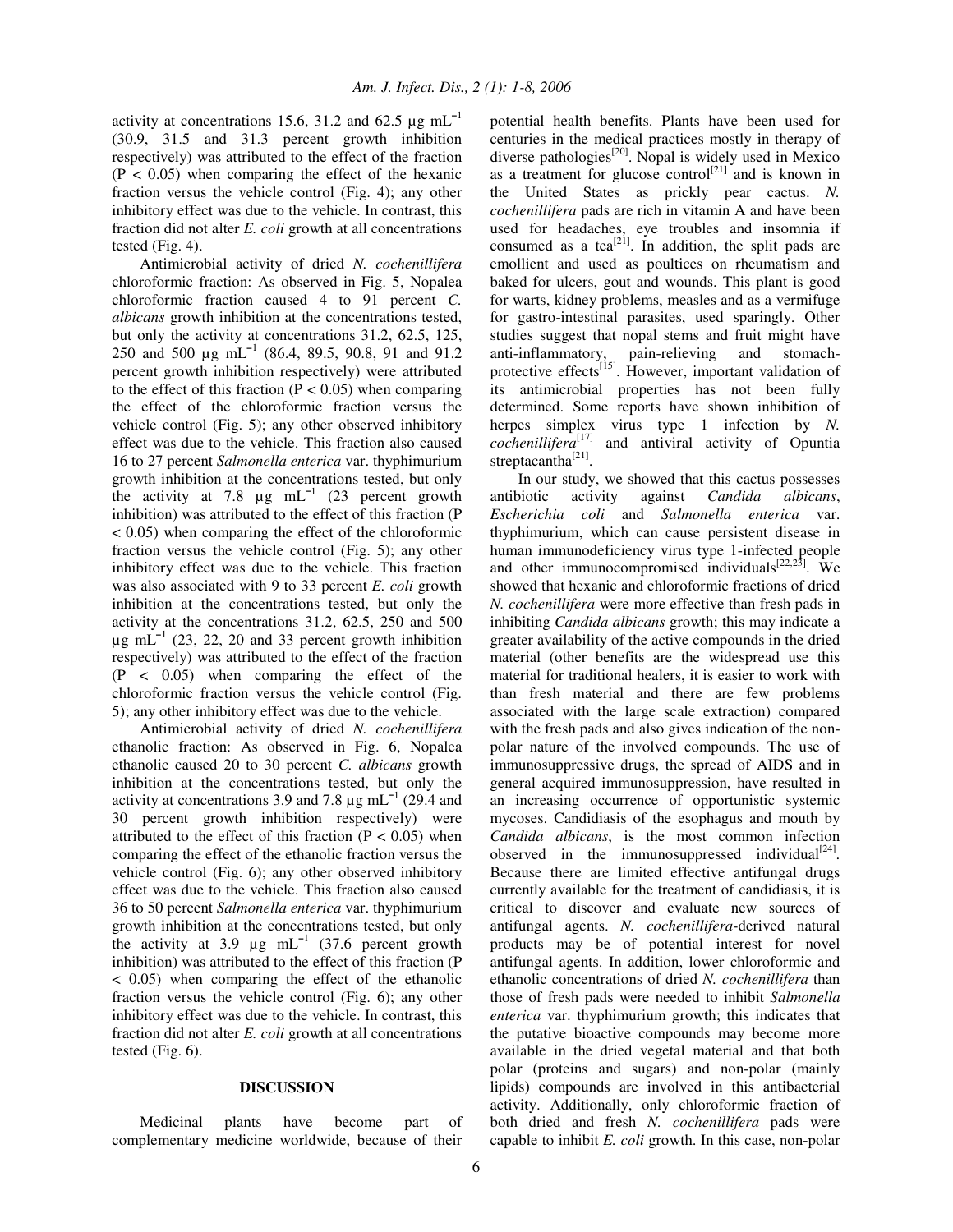activity at concentrations 15.6, 31.2 and 62.5 μg mL$^{-1}$ (30.9, 31.5 and 31.3 percent growth inhibition respectively) was attributed to the effect of the fraction ($P < 0.05$) when comparing the effect of the hexanic fraction versus the vehicle control (Fig. 4); any other inhibitory effect was due to the vehicle. In contrast, this fraction did not alter *E. coli* growth at all concentrations tested (Fig. 4).

Antimicrobial activity of dried *N. cochenillifera* chloroformic fraction: As observed in Fig. 5, Nopalea chloroformic fraction caused 4 to 91 percent *C. albicans* growth inhibition at the concentrations tested, but only the activity at concentrations 31.2, 62.5, 125, 250 and 500 μg mL$^{-1}$ (86.4, 89.5, 90.8, 91 and 91.2 percent growth inhibition respectively) were attributed to the effect of this fraction ($P < 0.05$) when comparing the effect of the chloroformic fraction versus the vehicle control (Fig. 5); any other observed inhibitory effect was due to the vehicle. This fraction also caused 16 to 27 percent *Salmonella enterica* var. thyphimurium growth inhibition at the concentrations tested, but only the activity at 7.8 μg mL$^{-1}$ (23 percent growth inhibition) was attributed to the effect of this fraction ($P < 0.05$) when comparing the effect of the chloroformic fraction versus the vehicle control (Fig. 5); any other inhibitory effect was due to the vehicle. This fraction was also associated with 9 to 33 percent *E. coli* growth inhibition at the concentrations tested, but only the activity at the concentrations 31.2, 62.5, 250 and 500 μg mL$^{-1}$ (23, 22, 20 and 33 percent growth inhibition respectively) was attributed to the effect of the fraction ($P < 0.05$) when comparing the effect of the chloroformic fraction versus the vehicle control (Fig. 5); any other inhibitory effect was due to the vehicle.

Antimicrobial activity of dried *N. cochenillifera* ethanolic fraction: As observed in Fig. 6, Nopalea ethanolic caused 20 to 30 percent *C. albicans* growth inhibition at the concentrations tested, but only the activity at concentrations 3.9 and 7.8 μg mL$^{-1}$ (29.4 and 30 percent growth inhibition respectively) were attributed to the effect of this fraction ($P < 0.05$) when comparing the effect of the ethanolic fraction versus the vehicle control (Fig. 6); any other observed inhibitory effect was due to the vehicle. This fraction also caused 36 to 50 percent *Salmonella enterica* var. thyphimurium growth inhibition at the concentrations tested, but only the activity at 3.9 μg mL$^{-1}$ (37.6 percent growth inhibition) was attributed to the effect of this fraction ($P < 0.05$) when comparing the effect of the ethanolic fraction versus the vehicle control (Fig. 6); any other inhibitory effect was due to the vehicle. In contrast, this fraction did not alter *E. coli* growth at all concentrations tested (Fig. 6).

## DISCUSSION

Medicinal plants have become part of complementary medicine worldwide, because of their potential health benefits. Plants have been used for centuries in the medical practices mostly in therapy of diverse pathologies[20]. Nopal is widely used in Mexico as a treatment for glucose control[21] and is known in the United States as prickly pear cactus. *N. cochenillifera* pads are rich in vitamin A and have been used for headaches, eye troubles and insomnia if consumed as a tea[21]. In addition, the split pads are emollient and used as poultices on rheumatism and baked for ulcers, gout and wounds. This plant is good for warts, kidney problems, measles and as a vermifuge for gastro-intestinal parasites, used sparingly. Other studies suggest that nopal stems and fruit might have anti-inflammatory, pain-relieving and stomach-protective effects[15]. However, important validation of its antimicrobial properties has not been fully determined. Some reports have shown inhibition of herpes simplex virus type 1 infection by *N. cochenillifera*[17] and antiviral activity of Opuntia streptacantha[21].

In our study, we showed that this cactus possesses antibiotic activity against *Candida albicans*, *Escherichia coli* and *Salmonella enterica* var. thyphimurium, which can cause persistent disease in human immunodeficiency virus type 1-infected people and other immunocompromised individuals[22,23]. We showed that hexanic and chloroformic fractions of dried *N. cochenillifera* were more effective than fresh pads in inhibiting *Candida albicans* growth; this may indicate a greater availability of the active compounds in the dried material (other benefits are the widespread use this material for traditional healers, it is easier to work with than fresh material and there are few problems associated with the large scale extraction) compared with the fresh pads and also gives indication of the non-polar nature of the involved compounds. The use of immunosuppressive drugs, the spread of AIDS and in general acquired immunosuppression, have resulted in an increasing occurrence of opportunistic systemic mycoses. Candidiasis of the esophagus and mouth by *Candida albicans*, is the most common infection observed in the immunosuppressed individual[24]. Because there are limited effective antifungal drugs currently available for the treatment of candidiasis, it is critical to discover and evaluate new sources of antifungal agents. *N. cochenillifera*-derived natural products may be of potential interest for novel antifungal agents. In addition, lower chloroformic and ethanolic concentrations of dried *N. cochenillifera* than those of fresh pads were needed to inhibit *Salmonella enterica* var. thyphimurium growth; this indicates that the putative bioactive compounds may become more available in the dried vegetal material and that both polar (proteins and sugars) and non-polar (mainly lipids) compounds are involved in this antibacterial activity. Additionally, only chloroformic fraction of both dried and fresh *N. cochenillifera* pads were capable to inhibit *E. coli* growth. In this case, non-polar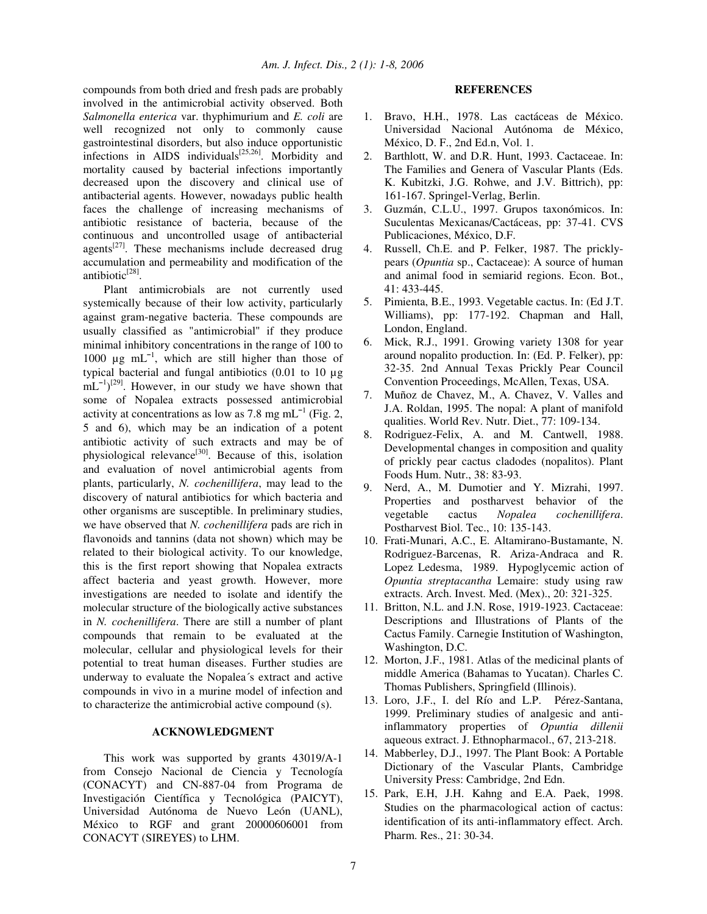compounds from both dried and fresh pads are probably involved in the antimicrobial activity observed. Both *Salmonella enterica* var. thyphimurium and *E. coli* are well recognized not only to commonly cause gastrointestinal disorders, but also induce opportunistic infections in AIDS individuals[25,26]. Morbidity and mortality caused by bacterial infections importantly decreased upon the discovery and clinical use of antibacterial agents. However, nowadays public health faces the challenge of increasing mechanisms of antibiotic resistance of bacteria, because of the continuous and uncontrolled usage of antibacterial agents[27]. These mechanisms include decreased drug accumulation and permeability and modification of the antibiotic[28].

Plant antimicrobials are not currently used systemically because of their low activity, particularly against gram-negative bacteria. These compounds are usually classified as "antimicrobial" if they produce minimal inhibitory concentrations in the range of 100 to 1000 µg $mL^{-1}$, which are still higher than those of typical bacterial and fungal antibiotics (0.01 to 10 µg $mL^{-1}$)[29]. However, in our study we have shown that some of Nopalea extracts possessed antimicrobial activity at concentrations as low as 7.8 mg $mL^{-1}$ (Fig. 2, 5 and 6), which may be an indication of a potent antibiotic activity of such extracts and may be of physiological relevance[30]. Because of this, isolation and evaluation of novel antimicrobial agents from plants, particularly, *N. cochenillifera*, may lead to the discovery of natural antibiotics for which bacteria and other organisms are susceptible. In preliminary studies, we have observed that *N. cochenillifera* pads are rich in flavonoids and tannins (data not shown) which may be related to their biological activity. To our knowledge, this is the first report showing that Nopalea extracts affect bacteria and yeast growth. However, more investigations are needed to isolate and identify the molecular structure of the biologically active substances in *N. cochenillifera*. There are still a number of plant compounds that remain to be evaluated at the molecular, cellular and physiological levels for their potential to treat human diseases. Further studies are underway to evaluate the Nopalea´s extract and active compounds in vivo in a murine model of infection and to characterize the antimicrobial active compound (s).

## ACKNOWLEDGMENT

This work was supported by grants 43019/A-1 from Consejo Nacional de Ciencia y Tecnología (CONACYT) and CN-887-04 from Programa de Investigación Científica y Tecnológica (PAICYT), Universidad Autónoma de Nuevo León (UANL), México to RGF and grant 20000606001 from CONACYT (SIREYES) to LHM.

## REFERENCES

1. Bravo, H.H., 1978. Las cactáceas de México. Universidad Nacional Autónoma de México, México, D. F., 2nd Ed.n, Vol. 1.
2. Barthlott, W. and D.R. Hunt, 1993. Cactaceae. In: The Families and Genera of Vascular Plants (Eds. K. Kubitzki, J.G. Rohwe, and J.V. Bittrich), pp: 161-167. Springel-Verlag, Berlin.
3. Guzmán, C.L.U., 1997. Grupos taxonómicos. In: Suculentas Mexicanas/Cactáceas, pp: 37-41. CVS Publicaciones, México, D.F.
4. Russell, Ch.E. and P. Felker, 1987. The prickly-pears (*Opuntia* sp., Cactaceae): A source of human and animal food in semiarid regions. Econ. Bot., 41: 433-445.
5. Pimienta, B.E., 1993. Vegetable cactus. In: (Ed J.T. Williams), pp: 177-192. Chapman and Hall, London, England.
6. Mick, R.J., 1991. Growing variety 1308 for year around nopalito production. In: (Ed. P. Felker), pp: 32-35. 2nd Annual Texas Prickly Pear Council Convention Proceedings, McAllen, Texas, USA.
7. Muñoz de Chavez, M., A. Chavez, V. Valles and J.A. Roldan, 1995. The nopal: A plant of manifold qualities. World Rev. Nutr. Diet., 77: 109-134.
8. Rodriguez-Felix, A. and M. Cantwell, 1988. Developmental changes in composition and quality of prickly pear cactus cladodes (nopalitos). Plant Foods Hum. Nutr., 38: 83-93.
9. Nerd, A., M. Dumotier and Y. Mizrahi, 1997. Properties and postharvest behavior of the vegetable cactus *Nopalea cochenillifera*. Postharvest Biol. Tec., 10: 135-143.
10. Frati-Munari, A.C., E. Altamirano-Bustamante, N. Rodriguez-Barcenas, R. Ariza-Andraca and R. Lopez Ledesma, 1989. Hypoglycemic action of *Opuntia streptacantha* Lemaire: study using raw extracts. Arch. Invest. Med. (Mex)., 20: 321-325.
11. Britton, N.L. and J.N. Rose, 1919-1923. Cactaceae: Descriptions and Illustrations of Plants of the Cactus Family. Carnegie Institution of Washington, Washington, D.C.
12. Morton, J.F., 1981. Atlas of the medicinal plants of middle America (Bahamas to Yucatan). Charles C. Thomas Publishers, Springfield (Illinois).
13. Loro, J.F., I. del Río and L.P. Pérez-Santana, 1999. Preliminary studies of analgesic and anti-inflammatory properties of *Opuntia dillenii* aqueous extract. J. Ethnopharmacol., 67, 213-218.
14. Mabberley, D.J., 1997. The Plant Book: A Portable Dictionary of the Vascular Plants, Cambridge University Press: Cambridge, 2nd Edn.
15. Park, E.H, J.H. Kahng and E.A. Paek, 1998. Studies on the pharmacological action of cactus: identification of its anti-inflammatory effect. Arch. Pharm. Res., 21: 30-34.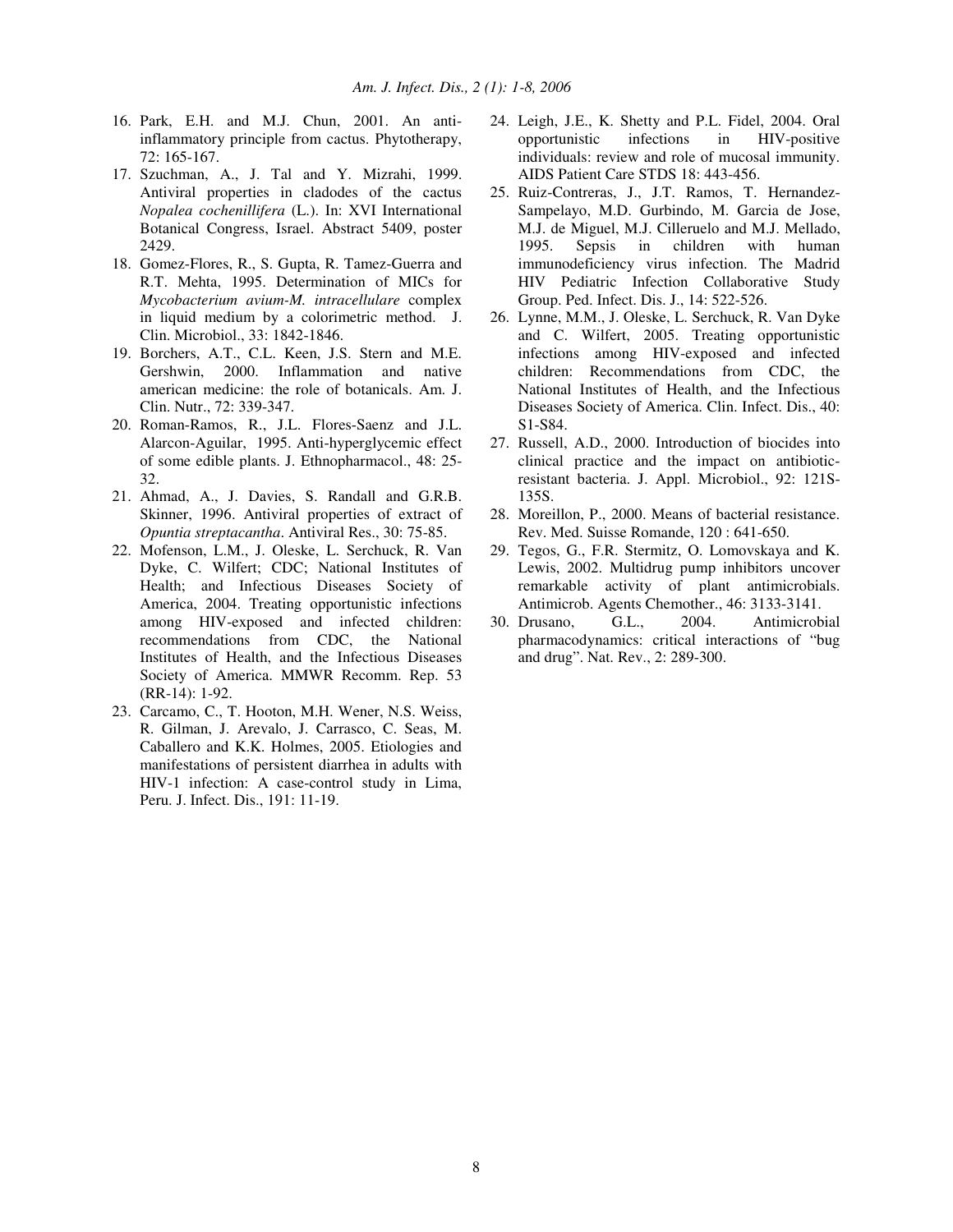16. Park, E.H. and M.J. Chun, 2001. An anti-inflammatory principle from cactus. Phytotherapy, 72: 165-167.
17. Szuchman, A., J. Tal and Y. Mizrahi, 1999. Antiviral properties in cladodes of the cactus *Nopalea cochenillifera* (L.). In: XVI International Botanical Congress, Israel. Abstract 5409, poster 2429.
18. Gomez-Flores, R., S. Gupta, R. Tamez-Guerra and R.T. Mehta, 1995. Determination of MICs for *Mycobacterium avium-M. intracellulare* complex in liquid medium by a colorimetric method. J. Clin. Microbiol., 33: 1842-1846.
19. Borchers, A.T., C.L. Keen, J.S. Stern and M.E. Gershwin, 2000. Inflammation and native american medicine: the role of botanicals. Am. J. Clin. Nutr., 72: 339-347.
20. Roman-Ramos, R., J.L. Flores-Saenz and J.L. Alarcon-Aguilar, 1995. Anti-hyperglycemic effect of some edible plants. J. Ethnopharmacol., 48: 25-32.
21. Ahmad, A., J. Davies, S. Randall and G.R.B. Skinner, 1996. Antiviral properties of extract of *Opuntia streptacantha*. Antiviral Res., 30: 75-85.
22. Mofenson, L.M., J. Oleske, L. Serchuck, R. Van Dyke, C. Wilfert; CDC; National Institutes of Health; and Infectious Diseases Society of America, 2004. Treating opportunistic infections among HIV-exposed and infected children: recommendations from CDC, the National Institutes of Health, and the Infectious Diseases Society of America. MMWR Recomm. Rep. 53 (RR-14): 1-92.
23. Carcamo, C., T. Hooton, M.H. Wener, N.S. Weiss, R. Gilman, J. Arevalo, J. Carrasco, C. Seas, M. Caballero and K.K. Holmes, 2005. Etiologies and manifestations of persistent diarrhea in adults with HIV-1 infection: A case-control study in Lima, Peru. J. Infect. Dis., 191: 11-19.
24. Leigh, J.E., K. Shetty and P.L. Fidel, 2004. Oral opportunistic infections in HIV-positive individuals: review and role of mucosal immunity. AIDS Patient Care STDS 18: 443-456.
25. Ruiz-Contreras, J., J.T. Ramos, T. Hernandez-Sampelayo, M.D. Gurbindo, M. Garcia de Jose, M.J. de Miguel, M.J. Cilleruelo and M.J. Mellado, 1995. Sepsis in children with human immunodeficiency virus infection. The Madrid HIV Pediatric Infection Collaborative Study Group. Ped. Infect. Dis. J., 14: 522-526.
26. Lynne, M.M., J. Oleske, L. Serchuck, R. Van Dyke and C. Wilfert, 2005. Treating opportunistic infections among HIV-exposed and infected children: Recommendations from CDC, the National Institutes of Health, and the Infectious Diseases Society of America. Clin. Infect. Dis., 40: S1-S84.
27. Russell, A.D., 2000. Introduction of biocides into clinical practice and the impact on antibiotic-resistant bacteria. J. Appl. Microbiol., 92: 121S-135S.
28. Moreillon, P., 2000. Means of bacterial resistance. Rev. Med. Suisse Romande, 120 : 641-650.
29. Tegos, G., F.R. Stermitz, O. Lomovskaya and K. Lewis, 2002. Multidrug pump inhibitors uncover remarkable activity of plant antimicrobials. Antimicrob. Agents Chemother., 46: 3133-3141.
30. Drusano, G.L., 2004. Antimicrobial pharmacodynamics: critical interactions of "bug and drug". Nat. Rev., 2: 289-300.